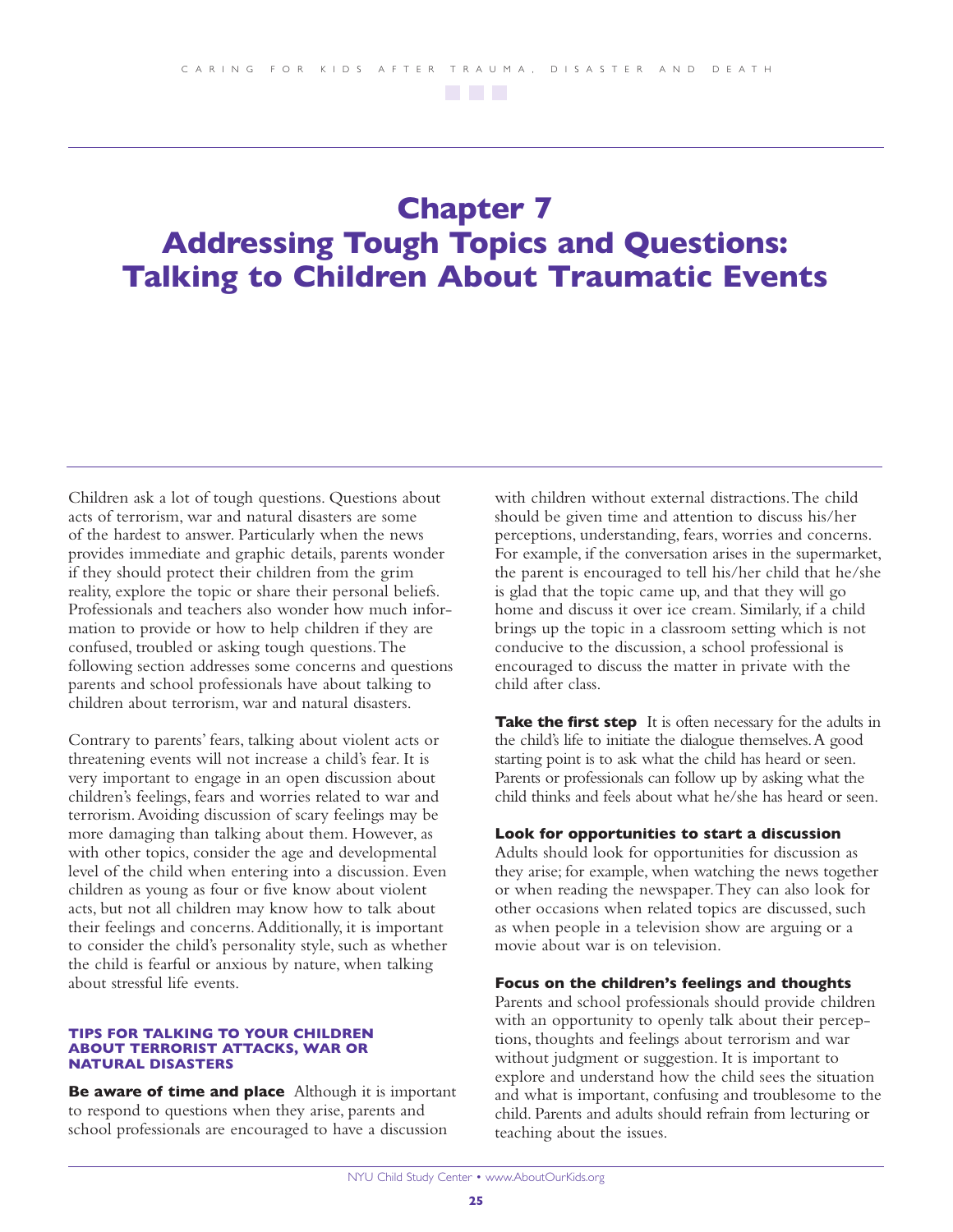# Chapter 7
# Addressing Tough Topics and Questions: Talking to Children About Traumatic Events

Children ask a lot of tough questions. Questions about acts of terrorism, war and natural disasters are some of the hardest to answer. Particularly when the news provides immediate and graphic details, parents wonder if they should protect their children from the grim reality, explore the topic or share their personal beliefs. Professionals and teachers also wonder how much information to provide or how to help children if they are confused, troubled or asking tough questions. The following section addresses some concerns and questions parents and school professionals have about talking to children about terrorism, war and natural disasters.

Contrary to parents' fears, talking about violent acts or threatening events will not increase a child's fear. It is very important to engage in an open discussion about children's feelings, fears and worries related to war and terrorism. Avoiding discussion of scary feelings may be more damaging than talking about them. However, as with other topics, consider the age and developmental level of the child when entering into a discussion. Even children as young as four or five know about violent acts, but not all children may know how to talk about their feelings and concerns. Additionally, it is important to consider the child's personality style, such as whether the child is fearful or anxious by nature, when talking about stressful life events.

### TIPS FOR TALKING TO YOUR CHILDREN ABOUT TERRORIST ATTACKS, WAR OR NATURAL DISASTERS

**Be aware of time and place** Although it is important to respond to questions when they arise, parents and school professionals are encouraged to have a discussion with children without external distractions. The child should be given time and attention to discuss his/her perceptions, understanding, fears, worries and concerns. For example, if the conversation arises in the supermarket, the parent is encouraged to tell his/her child that he/she is glad that the topic came up, and that they will go home and discuss it over ice cream. Similarly, if a child brings up the topic in a classroom setting which is not conducive to the discussion, a school professional is encouraged to discuss the matter in private with the child after class.

**Take the first step** It is often necessary for the adults in the child's life to initiate the dialogue themselves. A good starting point is to ask what the child has heard or seen. Parents or professionals can follow up by asking what the child thinks and feels about what he/she has heard or seen.

**Look for opportunities to start a discussion**
Adults should look for opportunities for discussion as they arise; for example, when watching the news together or when reading the newspaper. They can also look for other occasions when related topics are discussed, such as when people in a television show are arguing or a movie about war is on television.

**Focus on the children's feelings and thoughts**
Parents and school professionals should provide children with an opportunity to openly talk about their perceptions, thoughts and feelings about terrorism and war without judgment or suggestion. It is important to explore and understand how the child sees the situation and what is important, confusing and troublesome to the child. Parents and adults should refrain from lecturing or teaching about the issues.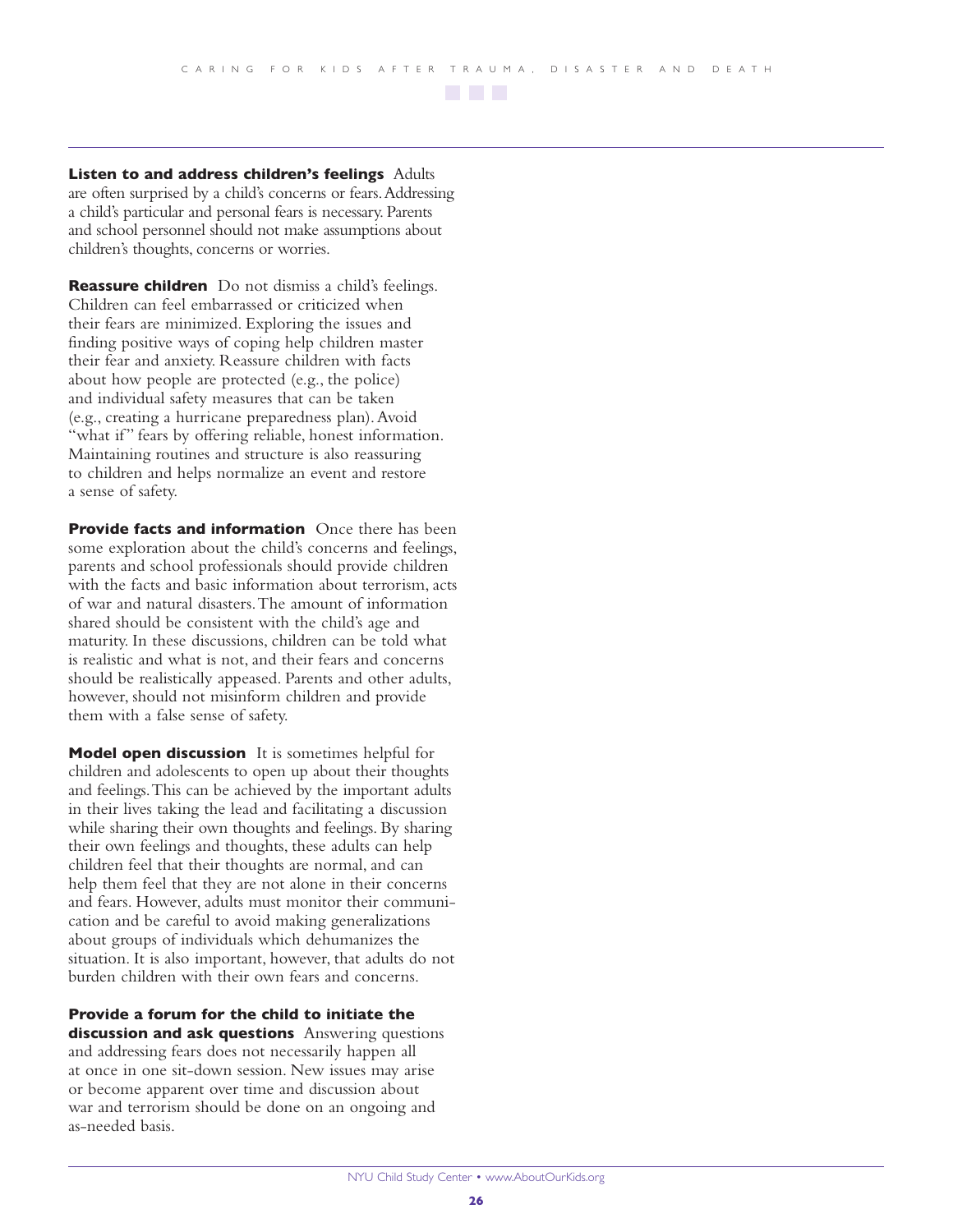**Listen to and address children's feelings** Adults are often surprised by a child's concerns or fears. Addressing a child's particular and personal fears is necessary. Parents and school personnel should not make assumptions about children's thoughts, concerns or worries.

**Reassure children** Do not dismiss a child's feelings. Children can feel embarrassed or criticized when their fears are minimized. Exploring the issues and finding positive ways of coping help children master their fear and anxiety. Reassure children with facts about how people are protected (e.g., the police) and individual safety measures that can be taken (e.g., creating a hurricane preparedness plan). Avoid "what if" fears by offering reliable, honest information. Maintaining routines and structure is also reassuring to children and helps normalize an event and restore a sense of safety.

**Provide facts and information** Once there has been some exploration about the child's concerns and feelings, parents and school professionals should provide children with the facts and basic information about terrorism, acts of war and natural disasters. The amount of information shared should be consistent with the child's age and maturity. In these discussions, children can be told what is realistic and what is not, and their fears and concerns should be realistically appeased. Parents and other adults, however, should not misinform children and provide them with a false sense of safety.

**Model open discussion** It is sometimes helpful for children and adolescents to open up about their thoughts and feelings. This can be achieved by the important adults in their lives taking the lead and facilitating a discussion while sharing their own thoughts and feelings. By sharing their own feelings and thoughts, these adults can help children feel that their thoughts are normal, and can help them feel that they are not alone in their concerns and fears. However, adults must monitor their communication and be careful to avoid making generalizations about groups of individuals which dehumanizes the situation. It is also important, however, that adults do not burden children with their own fears and concerns.

**Provide a forum for the child to initiate the discussion and ask questions** Answering questions and addressing fears does not necessarily happen all at once in one sit-down session. New issues may arise or become apparent over time and discussion about war and terrorism should be done on an ongoing and as-needed basis.